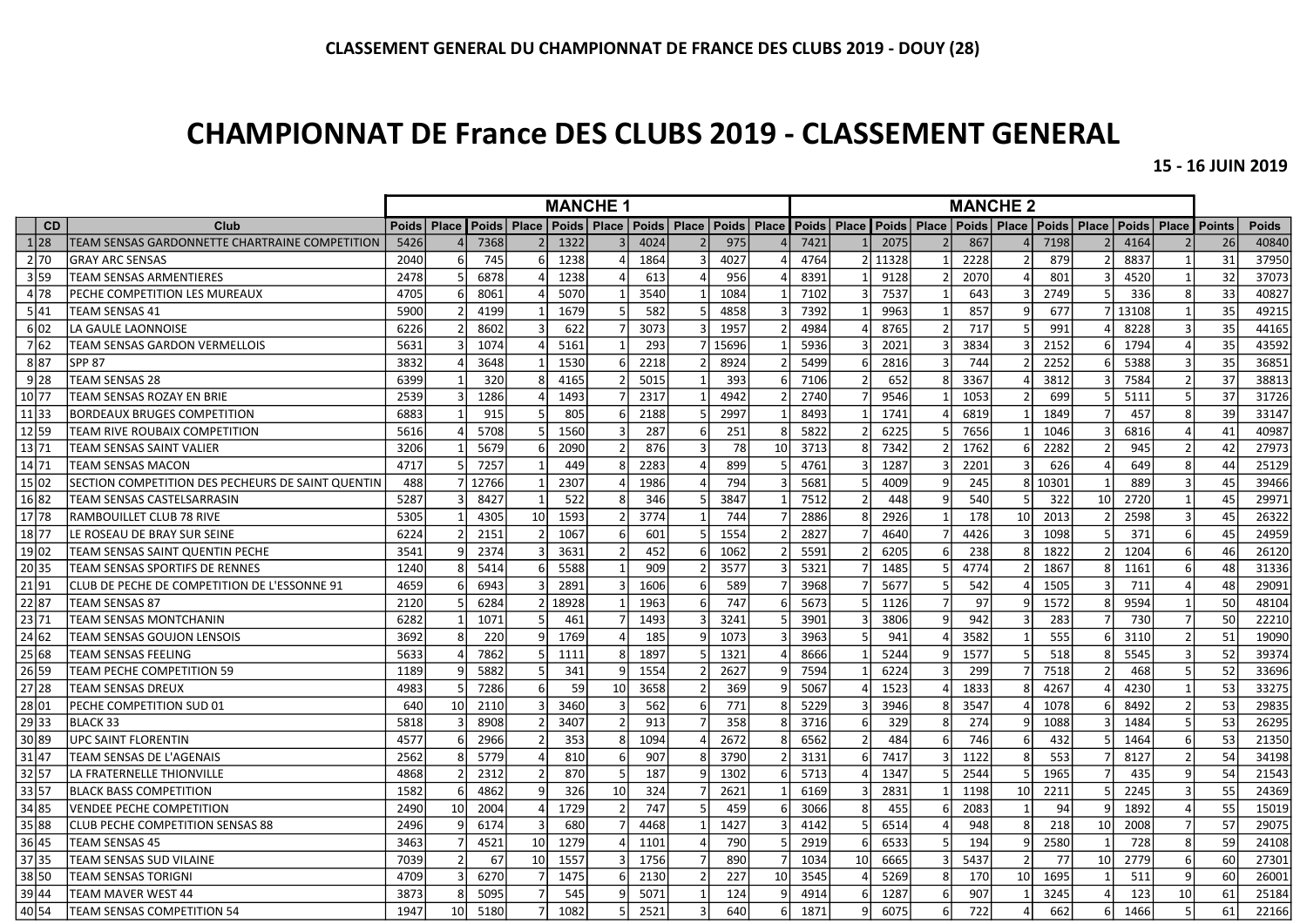**CLASSEMENT GENERAL DU CHAMPIONNAT DE FRANCE DES CLUBS 2019 - DOUY (28)**

# CHAMPIONNAT DE France DES CLUBS 2019 - CLASSEMENT GENERAL

**15 - 16 JUIN 2019**

| | | | MANCHE 1 | | | | | | | | | | MANCHE 2 | | | | | | | | | | | |
|---|---|---|---|---|---|---|---|---|---|---|---|---|---|---|---|---|---|---|---|---|---|---|---|---|
| | CD | Club | Poids | Place | Poids | Place | Poids | Place | Poids | Place | Poids | Place | Poids | Place | Poids | Place | Poids | Place | Poids | Place | Poids | Place | Points | Poids |
| 1 | 28 | TEAM SENSAS GARDONNETTE CHARTRAINE COMPETITION | 5426 | 4 | 7368 | 2 | 1322 | 3 | 4024 | 2 | 975 | 4 | 7421 | 1 | 2075 | 2 | 867 | 4 | 7198 | 2 | 4164 | 2 | 26 | 40840 |
| 2 | 70 | GRAY ARC SENSAS | 2040 | 6 | 745 | 6 | 1238 | 4 | 1864 | 3 | 4027 | 4 | 4764 | 2 | 11328 | 1 | 2228 | 2 | 879 | 2 | 8837 | 1 | 31 | 37950 |
| 3 | 59 | TEAM SENSAS ARMENTIERES | 2478 | 5 | 6878 | 4 | 1238 | 4 | 613 | 4 | 956 | 4 | 8391 | 1 | 9128 | 2 | 2070 | 4 | 801 | 3 | 4520 | 1 | 32 | 37073 |
| 4 | 78 | PECHE COMPETITION LES MUREAUX | 4705 | 6 | 8061 | 4 | 5070 | 1 | 3540 | 1 | 1084 | 1 | 7102 | 3 | 7537 | 1 | 643 | 3 | 2749 | 5 | 336 | 8 | 33 | 40827 |
| 5 | 41 | TEAM SENSAS 41 | 5900 | 2 | 4199 | 1 | 1679 | 5 | 582 | 5 | 4858 | 3 | 7392 | 1 | 9963 | 1 | 857 | 9 | 677 | 7 | 13108 | 1 | 35 | 49215 |
| 6 | 02 | LA GAULE LAONNOISE | 6226 | 2 | 8602 | 3 | 622 | 7 | 3073 | 3 | 1957 | 2 | 4984 | 4 | 8765 | 2 | 717 | 5 | 991 | 4 | 8228 | 3 | 35 | 44165 |
| 7 | 62 | TEAM SENSAS GARDON VERMELLOIS | 5631 | 3 | 1074 | 4 | 5161 | 1 | 293 | 7 | 15696 | 1 | 5936 | 3 | 2021 | 3 | 3834 | 3 | 2152 | 6 | 1794 | 4 | 35 | 43592 |
| 8 | 87 | SPP 87 | 3832 | 4 | 3648 | 1 | 1530 | 6 | 2218 | 2 | 8924 | 2 | 5499 | 6 | 2816 | 3 | 744 | 2 | 2252 | 6 | 5388 | 3 | 35 | 36851 |
| 9 | 28 | TEAM SENSAS 28 | 6399 | 1 | 320 | 8 | 4165 | 2 | 5015 | 1 | 393 | 6 | 7106 | 2 | 652 | 8 | 3367 | 4 | 3812 | 3 | 7584 | 2 | 37 | 38813 |
| 10 | 77 | TEAM SENSAS ROZAY EN BRIE | 2539 | 3 | 1286 | 4 | 1493 | 7 | 2317 | 1 | 4942 | 2 | 2740 | 7 | 9546 | 1 | 1053 | 2 | 699 | 5 | 5111 | 5 | 37 | 31726 |
| 11 | 33 | BORDEAUX BRUGES COMPETITION | 6883 | 1 | 915 | 5 | 805 | 6 | 2188 | 5 | 2997 | 1 | 8493 | 1 | 1741 | 4 | 6819 | 1 | 1849 | 7 | 457 | 8 | 39 | 33147 |
| 12 | 59 | TEAM RIVE ROUBAIX COMPETITION | 5616 | 4 | 5708 | 5 | 1560 | 3 | 287 | 6 | 251 | 8 | 5822 | 2 | 6225 | 5 | 7656 | 1 | 1046 | 3 | 6816 | 4 | 41 | 40987 |
| 13 | 71 | TEAM SENSAS SAINT VALIER | 3206 | 1 | 5679 | 6 | 2090 | 2 | 876 | 3 | 78 | 10 | 3713 | 8 | 7342 | 2 | 1762 | 6 | 2282 | 2 | 945 | 2 | 42 | 27973 |
| 14 | 71 | TEAM SENSAS MACON | 4717 | 5 | 7257 | 1 | 449 | 8 | 2283 | 4 | 899 | 5 | 4761 | 3 | 1287 | 3 | 2201 | 3 | 626 | 4 | 649 | 8 | 44 | 25129 |
| 15 | 02 | SECTION COMPETITION DES PECHEURS DE SAINT QUENTIN | 488 | 7 | 12766 | 1 | 2307 | 4 | 1986 | 4 | 794 | 3 | 5681 | 5 | 4009 | 9 | 245 | 8 | 10301 | 1 | 889 | 3 | 45 | 39466 |
| 16 | 82 | TEAM SENSAS CASTELSARRASIN | 5287 | 3 | 8427 | 1 | 522 | 8 | 346 | 5 | 3847 | 1 | 7512 | 2 | 448 | 9 | 540 | 5 | 322 | 10 | 2720 | 1 | 45 | 29971 |
| 17 | 78 | RAMBOUILLET CLUB 78 RIVE | 5305 | 1 | 4305 | 10 | 1593 | 2 | 3774 | 1 | 744 | 7 | 2886 | 8 | 2926 | 1 | 178 | 10 | 2013 | 2 | 2598 | 3 | 45 | 26322 |
| 18 | 77 | LE ROSEAU DE BRAY SUR SEINE | 6224 | 2 | 2151 | 2 | 1067 | 6 | 601 | 5 | 1554 | 2 | 2827 | 7 | 4640 | 7 | 4426 | 3 | 1098 | 5 | 371 | 6 | 45 | 24959 |
| 19 | 02 | TEAM SENSAS SAINT QUENTIN PECHE | 3541 | 9 | 2374 | 3 | 3631 | 2 | 452 | 6 | 1062 | 2 | 5591 | 2 | 6205 | 6 | 238 | 8 | 1822 | 2 | 1204 | 6 | 46 | 26120 |
| 20 | 35 | TEAM SENSAS SPORTIFS DE RENNES | 1240 | 8 | 5414 | 6 | 5588 | 1 | 909 | 2 | 3577 | 3 | 5321 | 7 | 1485 | 5 | 4774 | 2 | 1867 | 8 | 1161 | 6 | 48 | 31336 |
| 21 | 91 | CLUB DE PECHE DE COMPETITION DE L'ESSONNE 91 | 4659 | 6 | 6943 | 3 | 2891 | 3 | 1606 | 6 | 589 | 7 | 3968 | 7 | 5677 | 5 | 542 | 4 | 1505 | 3 | 711 | 4 | 48 | 29091 |
| 22 | 87 | TEAM SENSAS 87 | 2120 | 5 | 6284 | 2 | 18928 | 1 | 1963 | 6 | 747 | 6 | 5673 | 5 | 1126 | 7 | 97 | 9 | 1572 | 8 | 9594 | 1 | 50 | 48104 |
| 23 | 71 | TEAM SENSAS MONTCHANIN | 6282 | 1 | 1071 | 5 | 461 | 7 | 1493 | 3 | 3241 | 5 | 3901 | 3 | 3806 | 9 | 942 | 3 | 283 | 7 | 730 | 7 | 50 | 22210 |
| 24 | 62 | TEAM SENSAS GOUJON LENSOIS | 3692 | 8 | 220 | 9 | 1769 | 4 | 185 | 9 | 1073 | 3 | 3963 | 5 | 941 | 4 | 3582 | 1 | 555 | 6 | 3110 | 2 | 51 | 19090 |
| 25 | 68 | TEAM SENSAS FEELING | 5633 | 4 | 7862 | 5 | 1111 | 8 | 1897 | 5 | 1321 | 4 | 8666 | 1 | 5244 | 9 | 1577 | 5 | 518 | 8 | 5545 | 3 | 52 | 39374 |
| 26 | 59 | TEAM PECHE COMPETITION 59 | 1189 | 9 | 5882 | 5 | 341 | 9 | 1554 | 2 | 2627 | 9 | 7594 | 1 | 6224 | 3 | 299 | 7 | 7518 | 2 | 468 | 5 | 52 | 33696 |
| 27 | 28 | TEAM SENSAS DREUX | 4983 | 5 | 7286 | 6 | 59 | 10 | 3658 | 2 | 369 | 9 | 5067 | 4 | 1523 | 4 | 1833 | 8 | 4267 | 4 | 4230 | 1 | 53 | 33275 |
| 28 | 01 | PECHE COMPETITION SUD 01 | 640 | 10 | 2110 | 3 | 3460 | 3 | 562 | 6 | 771 | 8 | 5229 | 3 | 3946 | 8 | 3547 | 4 | 1078 | 6 | 8492 | 2 | 53 | 29835 |
| 29 | 33 | BLACK 33 | 5818 | 3 | 8908 | 2 | 3407 | 2 | 913 | 7 | 358 | 8 | 3716 | 6 | 329 | 8 | 274 | 9 | 1088 | 3 | 1484 | 5 | 53 | 26295 |
| 30 | 89 | UPC SAINT FLORENTIN | 4577 | 6 | 2966 | 2 | 353 | 8 | 1094 | 4 | 2672 | 8 | 6562 | 2 | 484 | 6 | 746 | 6 | 432 | 5 | 1464 | 6 | 53 | 21350 |
| 31 | 47 | TEAM SENSAS DE L'AGENAIS | 2562 | 8 | 5779 | 4 | 810 | 6 | 907 | 8 | 3790 | 2 | 3131 | 6 | 7417 | 3 | 1122 | 8 | 553 | 7 | 8127 | 2 | 54 | 34198 |
| 32 | 57 | LA FRATERNELLE THIONVILLE | 4868 | 2 | 2312 | 2 | 870 | 5 | 187 | 9 | 1302 | 6 | 5713 | 4 | 1347 | 5 | 2544 | 5 | 1965 | 7 | 435 | 9 | 54 | 21543 |
| 33 | 57 | BLACK BASS COMPETITION | 1582 | 6 | 4862 | 9 | 326 | 10 | 324 | 7 | 2621 | 1 | 6169 | 3 | 2831 | 1 | 1198 | 10 | 2211 | 5 | 2245 | 3 | 55 | 24369 |
| 34 | 85 | VENDEE PECHE COMPETITION | 2490 | 10 | 2004 | 4 | 1729 | 2 | 747 | 5 | 459 | 6 | 3066 | 8 | 455 | 6 | 2083 | 1 | 94 | 9 | 1892 | 4 | 55 | 15019 |
| 35 | 88 | CLUB PECHE COMPETITION SENSAS 88 | 2496 | 9 | 6174 | 3 | 680 | 7 | 4468 | 1 | 1427 | 3 | 4142 | 5 | 6514 | 4 | 948 | 8 | 218 | 10 | 2008 | 7 | 57 | 29075 |
| 36 | 45 | TEAM SENSAS 45 | 3463 | 7 | 4521 | 10 | 1279 | 4 | 1101 | 4 | 790 | 5 | 2919 | 6 | 6533 | 5 | 194 | 9 | 2580 | 1 | 728 | 8 | 59 | 24108 |
| 37 | 35 | TEAM SENSAS SUD VILAINE | 7039 | 2 | 67 | 10 | 1557 | 3 | 1756 | 7 | 890 | 7 | 1034 | 10 | 6665 | 3 | 5437 | 2 | 77 | 10 | 2779 | 6 | 60 | 27301 |
| 38 | 50 | TEAM SENSAS TORIGNI | 4709 | 3 | 6270 | 7 | 1475 | 6 | 2130 | 2 | 227 | 10 | 3545 | 4 | 5269 | 8 | 170 | 10 | 1695 | 1 | 511 | 9 | 60 | 26001 |
| 39 | 44 | TEAM MAVER WEST 44 | 3873 | 8 | 5095 | 7 | 545 | 9 | 5071 | 1 | 124 | 9 | 4914 | 6 | 1287 | 6 | 907 | 1 | 3245 | 4 | 123 | 10 | 61 | 25184 |
| 40 | 54 | TEAM SENSAS COMPETITION 54 | 1947 | 10 | 5180 | 7 | 1082 | 5 | 2521 | 3 | 640 | 6 | 1871 | 9 | 6075 | 6 | 722 | 4 | 662 | 6 | 1466 | 5 | 61 | 22166 |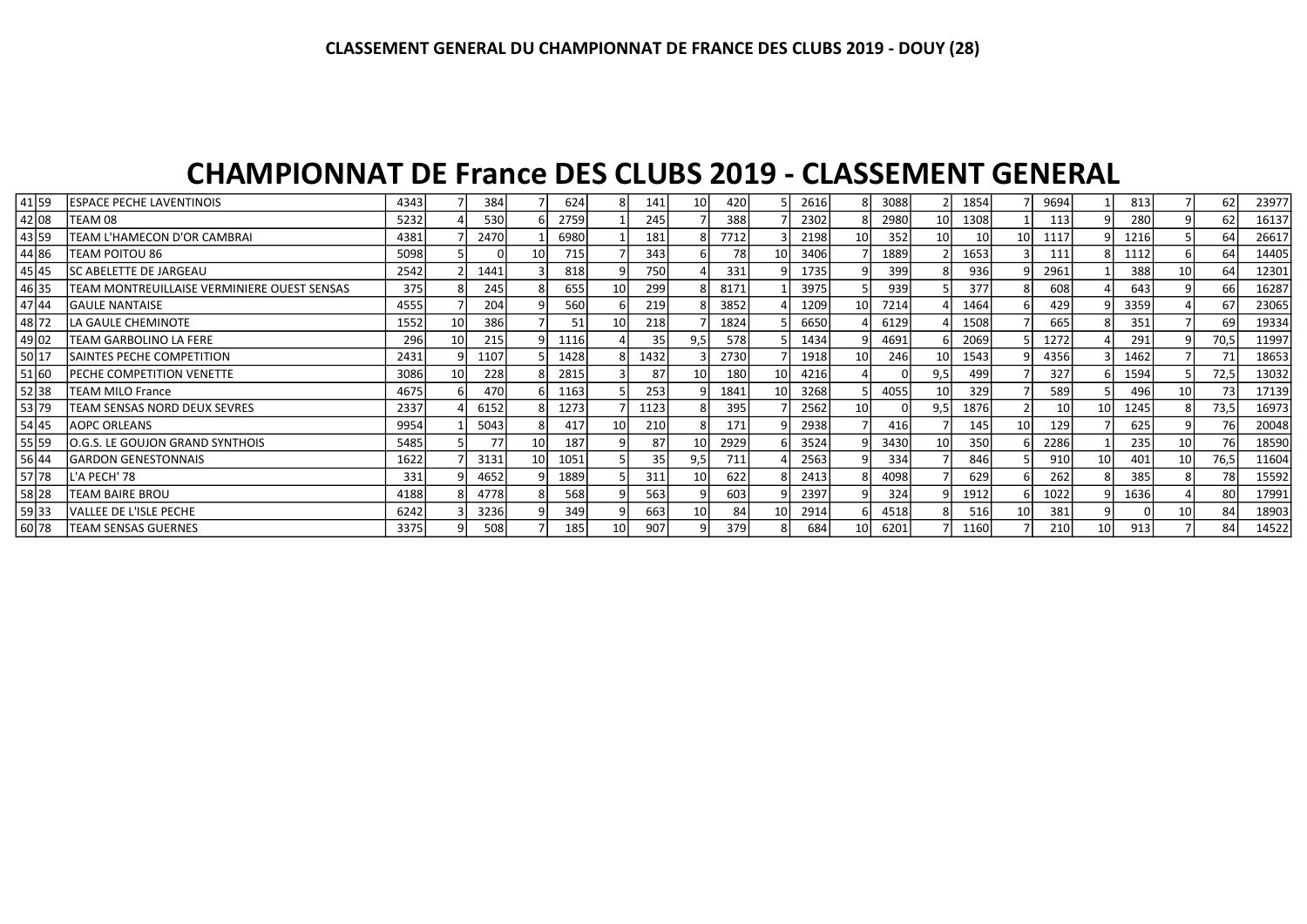**CLASSEMENT GENERAL DU CHAMPIONNAT DE FRANCE DES CLUBS 2019 - DOUY (28)**

# CHAMPIONNAT DE France DES CLUBS 2019 - CLASSEMENT GENERAL

| | | | | | | | | | | | | | | | | | | | | | | | | | | | |
|---|---|---|---|---|---|---|---|---|---|---|---|---|---|---|---|---|---|---|---|---|---|---|---|---|---|---|---|
| 41 | 59 | ESPACE PECHE LAVENTINOIS | 4343 | 7 | 384 | 7 | 624 | 8 | 141 | 10 | 420 | 5 | 2616 | 8 | 3088 | 2 | 1854 | 7 | 9694 | 1 | 813 | 7 | 62 | 23977 |
| 42 | 08 | TEAM 08 | 5232 | 4 | 530 | 6 | 2759 | 1 | 245 | 7 | 388 | 7 | 2302 | 8 | 2980 | 10 | 1308 | 1 | 113 | 9 | 280 | 9 | 62 | 16137 |
| 43 | 59 | TEAM L'HAMECON D'OR CAMBRAI | 4381 | 7 | 2470 | 1 | 6980 | 1 | 181 | 8 | 7712 | 3 | 2198 | 10 | 352 | 10 | 10 | 10 | 1117 | 9 | 1216 | 5 | 64 | 26617 |
| 44 | 86 | TEAM POITOU 86 | 5098 | 5 | 0 | 10 | 715 | 7 | 343 | 6 | 78 | 10 | 3406 | 7 | 1889 | 2 | 1653 | 3 | 111 | 8 | 1112 | 6 | 64 | 14405 |
| 45 | 45 | SC ABELETTE DE JARGEAU | 2542 | 2 | 1441 | 3 | 818 | 9 | 750 | 4 | 331 | 9 | 1735 | 9 | 399 | 8 | 936 | 9 | 2961 | 1 | 388 | 10 | 64 | 12301 |
| 46 | 35 | TEAM MONTREUILLAISE VERMINIERE OUEST SENSAS | 375 | 8 | 245 | 8 | 655 | 10 | 299 | 8 | 8171 | 1 | 3975 | 5 | 939 | 5 | 377 | 8 | 608 | 4 | 643 | 9 | 66 | 16287 |
| 47 | 44 | GAULE NANTAISE | 4555 | 7 | 204 | 9 | 560 | 6 | 219 | 8 | 3852 | 4 | 1209 | 10 | 7214 | 4 | 1464 | 6 | 429 | 9 | 3359 | 4 | 67 | 23065 |
| 48 | 72 | LA GAULE CHEMINOTE | 1552 | 10 | 386 | 7 | 51 | 10 | 218 | 7 | 1824 | 5 | 6650 | 4 | 6129 | 4 | 1508 | 7 | 665 | 8 | 351 | 7 | 69 | 19334 |
| 49 | 02 | TEAM GARBOLINO LA FERE | 296 | 10 | 215 | 9 | 1116 | 4 | 35 | 9,5 | 578 | 5 | 1434 | 9 | 4691 | 6 | 2069 | 5 | 1272 | 4 | 291 | 9 | 70,5 | 11997 |
| 50 | 17 | SAINTES PECHE COMPETITION | 2431 | 9 | 1107 | 5 | 1428 | 8 | 1432 | 3 | 2730 | 7 | 1918 | 10 | 246 | 10 | 1543 | 9 | 4356 | 3 | 1462 | 7 | 71 | 18653 |
| 51 | 60 | PECHE COMPETITION VENETTE | 3086 | 10 | 228 | 8 | 2815 | 3 | 87 | 10 | 180 | 10 | 4216 | 4 | 0 | 9,5 | 499 | 7 | 327 | 6 | 1594 | 5 | 72,5 | 13032 |
| 52 | 38 | TEAM MILO France | 4675 | 6 | 470 | 6 | 1163 | 5 | 253 | 9 | 1841 | 10 | 3268 | 5 | 4055 | 10 | 329 | 7 | 589 | 5 | 496 | 10 | 73 | 17139 |
| 53 | 79 | TEAM SENSAS NORD DEUX SEVRES | 2337 | 4 | 6152 | 8 | 1273 | 7 | 1123 | 8 | 395 | 7 | 2562 | 10 | 0 | 9,5 | 1876 | 2 | 10 | 10 | 1245 | 8 | 73,5 | 16973 |
| 54 | 45 | AOPC ORLEANS | 9954 | 1 | 5043 | 8 | 417 | 10 | 210 | 8 | 171 | 9 | 2938 | 7 | 416 | 7 | 145 | 10 | 129 | 7 | 625 | 9 | 76 | 20048 |
| 55 | 59 | O.G.S. LE GOUJON GRAND SYNTHOIS | 5485 | 5 | 77 | 10 | 187 | 9 | 87 | 10 | 2929 | 6 | 3524 | 9 | 3430 | 10 | 350 | 6 | 2286 | 1 | 235 | 10 | 76 | 18590 |
| 56 | 44 | GARDON GENESTONNAIS | 1622 | 7 | 3131 | 10 | 1051 | 5 | 35 | 9,5 | 711 | 4 | 2563 | 9 | 334 | 7 | 846 | 5 | 910 | 10 | 401 | 10 | 76,5 | 11604 |
| 57 | 78 | L'A PECH' 78 | 331 | 9 | 4652 | 9 | 1889 | 5 | 311 | 10 | 622 | 8 | 2413 | 8 | 4098 | 7 | 629 | 6 | 262 | 8 | 385 | 8 | 78 | 15592 |
| 58 | 28 | TEAM BAIRE BROU | 4188 | 8 | 4778 | 8 | 568 | 9 | 563 | 9 | 603 | 9 | 2397 | 9 | 324 | 9 | 1912 | 6 | 1022 | 9 | 1636 | 4 | 80 | 17991 |
| 59 | 33 | VALLEE DE L'ISLE PECHE | 6242 | 3 | 3236 | 9 | 349 | 9 | 663 | 10 | 84 | 10 | 2914 | 6 | 4518 | 8 | 516 | 10 | 381 | 9 | 0 | 10 | 84 | 18903 |
| 60 | 78 | TEAM SENSAS GUERNES | 3375 | 9 | 508 | 7 | 185 | 10 | 907 | 9 | 379 | 8 | 684 | 10 | 6201 | 7 | 1160 | 7 | 210 | 10 | 913 | 7 | 84 | 14522 |